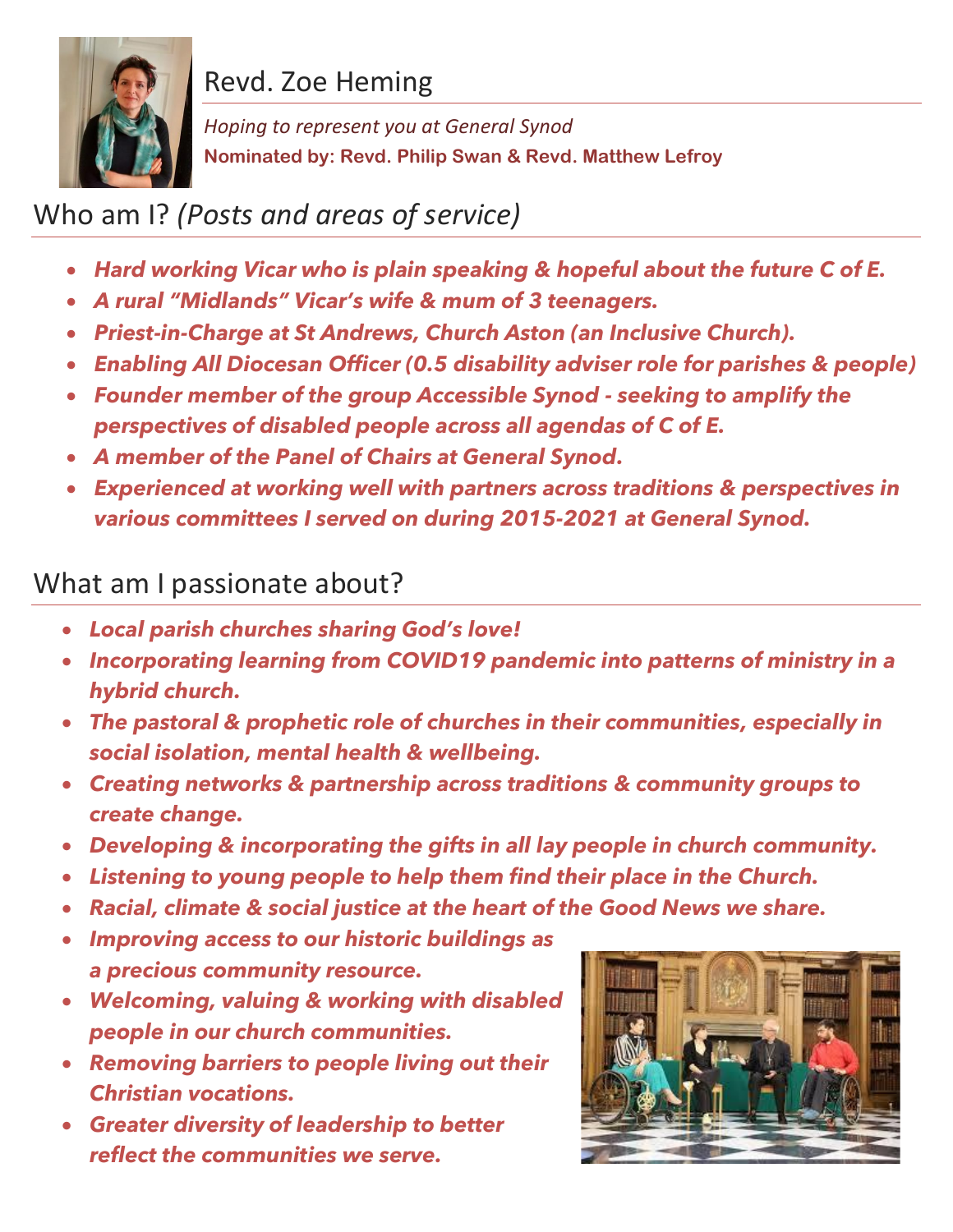# Revd. Zoe Heming

*Hoping to represent you at General Synod*

**Nominated by: Revd. Philip Swan & Revd. Matthew Lefroy**

## Who am I? *(Posts and areas of service)*

- ***Hard working Vicar who is plain speaking & hopeful about the future C of E.***
- ***A rural "Midlands" Vicar's wife & mum of 3 teenagers.***
- ***Priest-in-Charge at St Andrews, Church Aston (an Inclusive Church).***
- ***Enabling All Diocesan Officer (0.5 disability adviser role for parishes & people)***
- ***Founder member of the group Accessible Synod - seeking to amplify the perspectives of disabled people across all agendas of C of E.***
- ***A member of the Panel of Chairs at General Synod.***
- ***Experienced at working well with partners across traditions & perspectives in various committees I served on during 2015-2021 at General Synod.***

## What am I passionate about?

- ***Local parish churches sharing God's love!***
- ***Incorporating learning from COVID19 pandemic into patterns of ministry in a hybrid church.***
- ***The pastoral & prophetic role of churches in their communities, especially in social isolation, mental health & wellbeing.***
- ***Creating networks & partnership across traditions & community groups to create change.***
- ***Developing & incorporating the gifts in all lay people in church community.***
- ***Listening to young people to help them find their place in the Church.***
- ***Racial, climate & social justice at the heart of the Good News we share.***
- ***Improving access to our historic buildings as a precious community resource.***
- ***Welcoming, valuing & working with disabled people in our church communities.***
- ***Removing barriers to people living out their Christian vocations.***
- ***Greater diversity of leadership to better reflect the communities we serve.***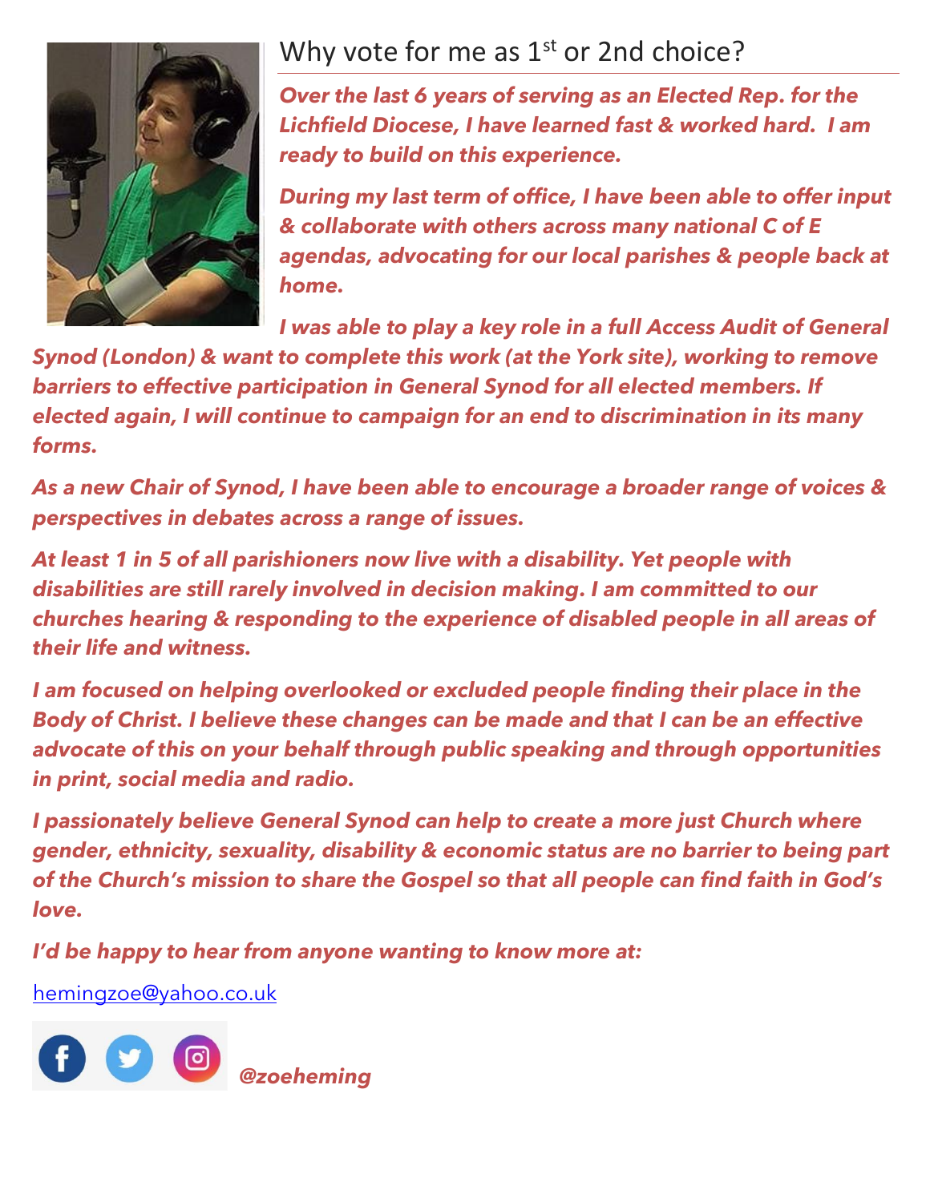## Why vote for me as 1st or 2nd choice?

***Over the last 6 years of serving as an Elected Rep. for the Lichfield Diocese, I have learned fast & worked hard. I am ready to build on this experience.***

***During my last term of office, I have been able to offer input & collaborate with others across many national C of E agendas, advocating for our local parishes & people back at home.***

***I was able to play a key role in a full Access Audit of General Synod (London) & want to complete this work (at the York site), working to remove barriers to effective participation in General Synod for all elected members. If elected again, I will continue to campaign for an end to discrimination in its many forms.***

***As a new Chair of Synod, I have been able to encourage a broader range of voices & perspectives in debates across a range of issues.***

***At least 1 in 5 of all parishioners now live with a disability. Yet people with disabilities are still rarely involved in decision making. I am committed to our churches hearing & responding to the experience of disabled people in all areas of their life and witness.***

***I am focused on helping overlooked or excluded people finding their place in the Body of Christ. I believe these changes can be made and that I can be an effective advocate of this on your behalf through public speaking and through opportunities in print, social media and radio.***

***I passionately believe General Synod can help to create a more just Church where gender, ethnicity, sexuality, disability & economic status are no barrier to being part of the Church's mission to share the Gospel so that all people can find faith in God's love.***

***I'd be happy to hear from anyone wanting to know more at:***

hemingzoe@yahoo.co.uk

***@zoeheming***